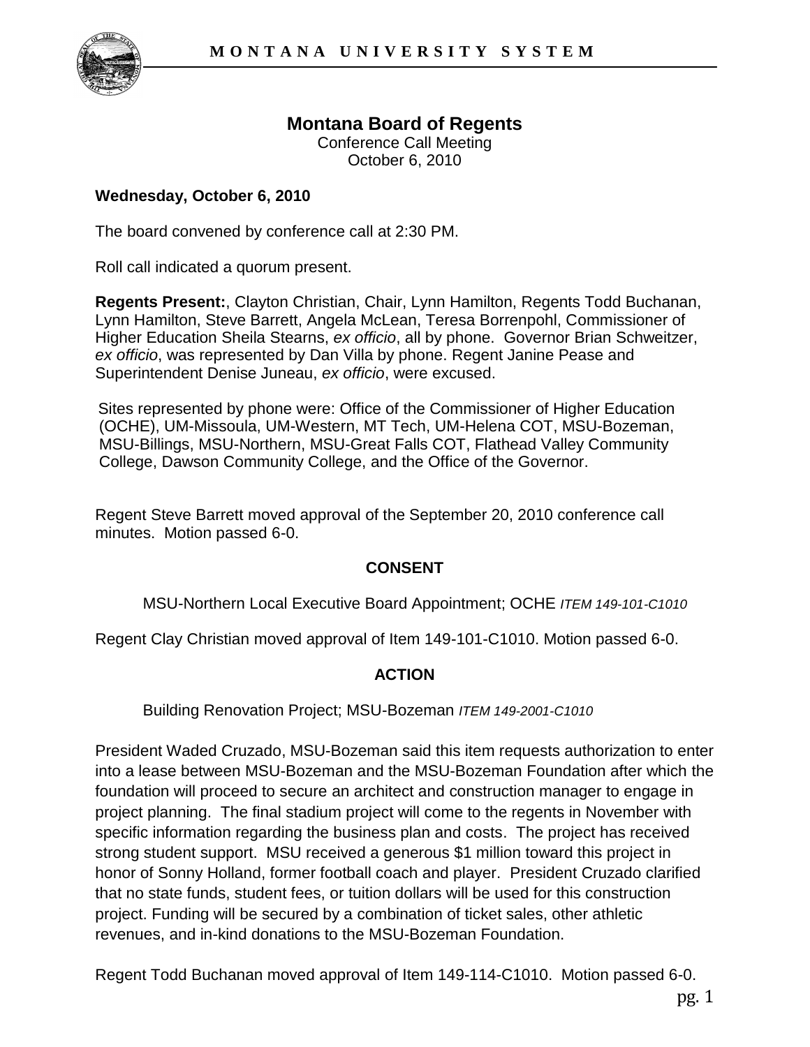# Montana Board of Regents

Conference Call Meeting
October 6, 2010

**Wednesday, October 6, 2010**

The board convened by conference call at 2:30 PM.

Roll call indicated a quorum present.

**Regents Present:**, Clayton Christian, Chair, Lynn Hamilton, Regents Todd Buchanan, Lynn Hamilton, Steve Barrett, Angela McLean, Teresa Borrenpohl, Commissioner of Higher Education Sheila Stearns, *ex officio*, all by phone. Governor Brian Schweitzer, *ex officio*, was represented by Dan Villa by phone. Regent Janine Pease and Superintendent Denise Juneau, *ex officio*, were excused.

Sites represented by phone were: Office of the Commissioner of Higher Education (OCHE), UM-Missoula, UM-Western, MT Tech, UM-Helena COT, MSU-Bozeman, MSU-Billings, MSU-Northern, MSU-Great Falls COT, Flathead Valley Community College, Dawson Community College, and the Office of the Governor.

Regent Steve Barrett moved approval of the September 20, 2010 conference call minutes. Motion passed 6-0.

## CONSENT

MSU-Northern Local Executive Board Appointment; OCHE *ITEM 149-101-C1010*

Regent Clay Christian moved approval of Item 149-101-C1010. Motion passed 6-0.

## ACTION

Building Renovation Project; MSU-Bozeman *ITEM 149-2001-C1010*

President Waded Cruzado, MSU-Bozeman said this item requests authorization to enter into a lease between MSU-Bozeman and the MSU-Bozeman Foundation after which the foundation will proceed to secure an architect and construction manager to engage in project planning. The final stadium project will come to the regents in November with specific information regarding the business plan and costs. The project has received strong student support. MSU received a generous $1 million toward this project in honor of Sonny Holland, former football coach and player. President Cruzado clarified that no state funds, student fees, or tuition dollars will be used for this construction project. Funding will be secured by a combination of ticket sales, other athletic revenues, and in-kind donations to the MSU-Bozeman Foundation.

Regent Todd Buchanan moved approval of Item 149-114-C1010. Motion passed 6-0.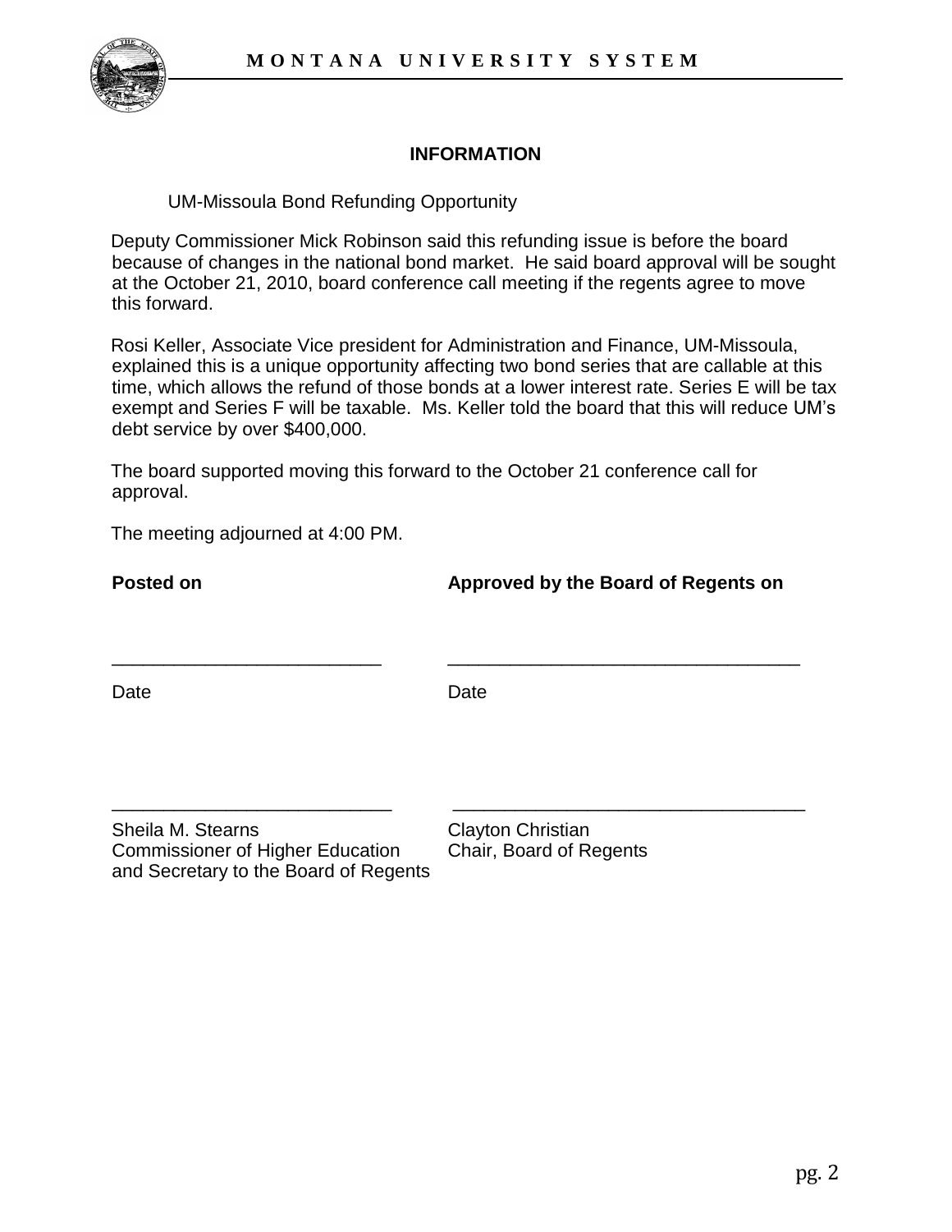**INFORMATION**

UM-Missoula Bond Refunding Opportunity

Deputy Commissioner Mick Robinson said this refunding issue is before the board because of changes in the national bond market. He said board approval will be sought at the October 21, 2010, board conference call meeting if the regents agree to move this forward.

Rosi Keller, Associate Vice president for Administration and Finance, UM-Missoula, explained this is a unique opportunity affecting two bond series that are callable at this time, which allows the refund of those bonds at a lower interest rate. Series E will be tax exempt and Series F will be taxable. Ms. Keller told the board that this will reduce UM's debt service by over $400,000.

The board supported moving this forward to the October 21 conference call for approval.

The meeting adjourned at 4:00 PM.

**Posted on** **Approved by the Board of Regents on**

___________________________ ___________________________________

Date Date

___________________________ ___________________________________

Sheila M. Stearns
Commissioner of Higher Education
and Secretary to the Board of Regents

Clayton Christian
Chair, Board of Regents